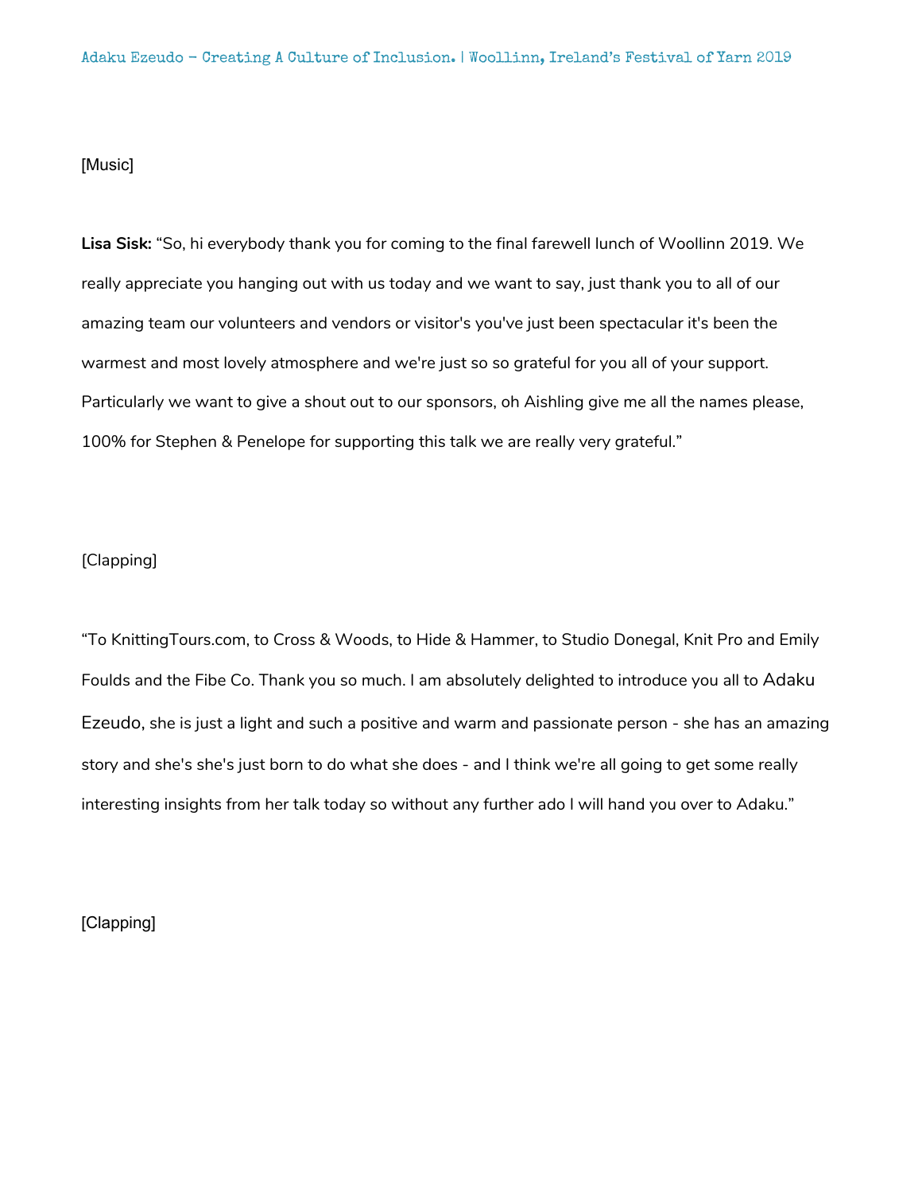Adaku Ezeudo - Creating A Culture of Inclusion. | Woollinn, Ireland's Festival of Yarn 2019

[Music]

**Lisa Sisk:** "So, hi everybody thank you for coming to the final farewell lunch of Woollinn 2019. We really appreciate you hanging out with us today and we want to say, just thank you to all of our amazing team our volunteers and vendors or visitor's you've just been spectacular it's been the warmest and most lovely atmosphere and we're just so so grateful for you all of your support. Particularly we want to give a shout out to our sponsors, oh Aishling give me all the names please, 100% for Stephen & Penelope for supporting this talk we are really very grateful."

[Clapping]

"To KnittingTours.com, to Cross & Woods, to Hide & Hammer, to Studio Donegal, Knit Pro and Emily Foulds and the Fibe Co. Thank you so much. I am absolutely delighted to introduce you all to Adaku Ezeudo, she is just a light and such a positive and warm and passionate person - she has an amazing story and she's she's just born to do what she does - and I think we're all going to get some really interesting insights from her talk today so without any further ado I will hand you over to Adaku."

[Clapping]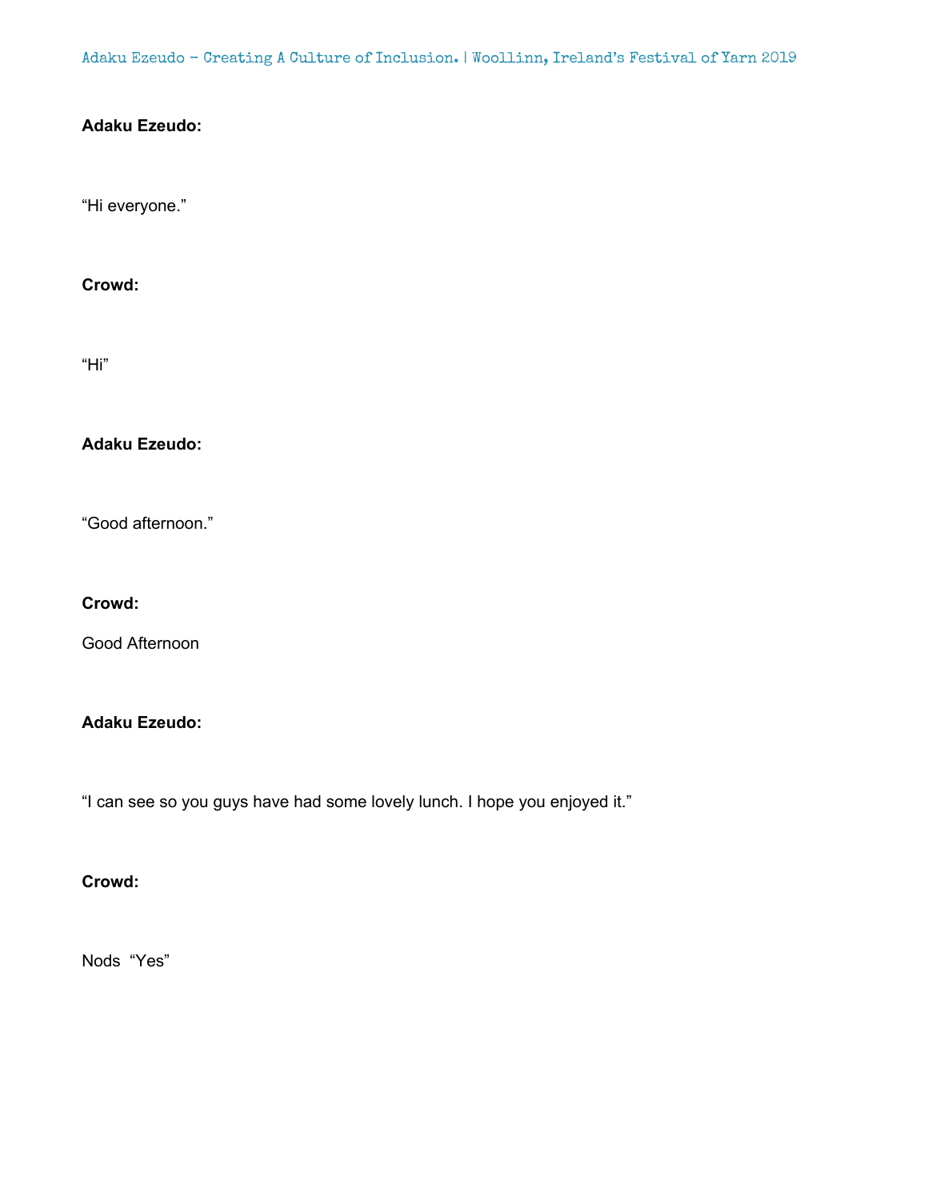**Adaku Ezeudo:**

“Hi everyone.”

**Crowd:**

“Hi”

**Adaku Ezeudo:**

“Good afternoon.”

**Crowd:**

Good Afternoon

**Adaku Ezeudo:**

“I can see so you guys have had some lovely lunch. I hope you enjoyed it.”

**Crowd:**

Nods “Yes”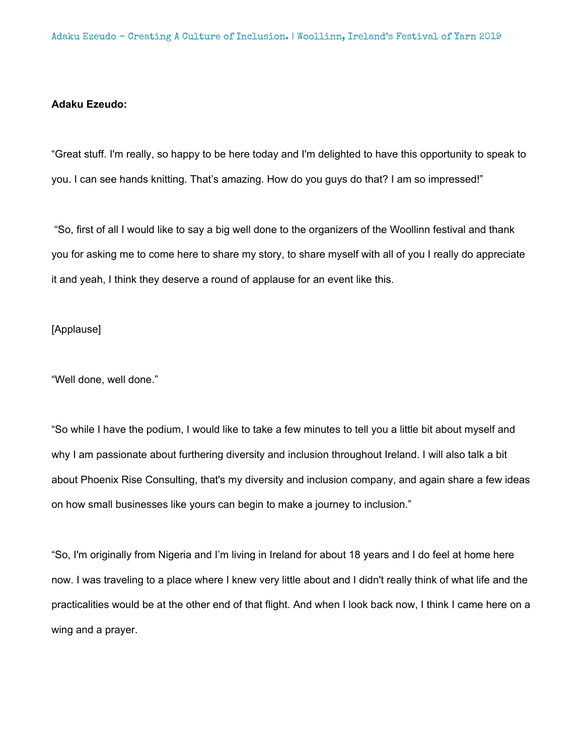**Adaku Ezeudo:**

“Great stuff. I'm really, so happy to be here today and I'm delighted to have this opportunity to speak to you. I can see hands knitting. That’s amazing. How do you guys do that? I am so impressed!”

“So, first of all I would like to say a big well done to the organizers of the Woollinn festival and thank you for asking me to come here to share my story, to share myself with all of you I really do appreciate it and yeah, I think they deserve a round of applause for an event like this.

[Applause]

“Well done, well done.”

“So while I have the podium, I would like to take a few minutes to tell you a little bit about myself and why I am passionate about furthering diversity and inclusion throughout Ireland. I will also talk a bit about Phoenix Rise Consulting, that's my diversity and inclusion company, and again share a few ideas on how small businesses like yours can begin to make a journey to inclusion.”

“So, I'm originally from Nigeria and I’m living in Ireland for about 18 years and I do feel at home here now. I was traveling to a place where I knew very little about and I didn't really think of what life and the practicalities would be at the other end of that flight. And when I look back now, I think I came here on a wing and a prayer.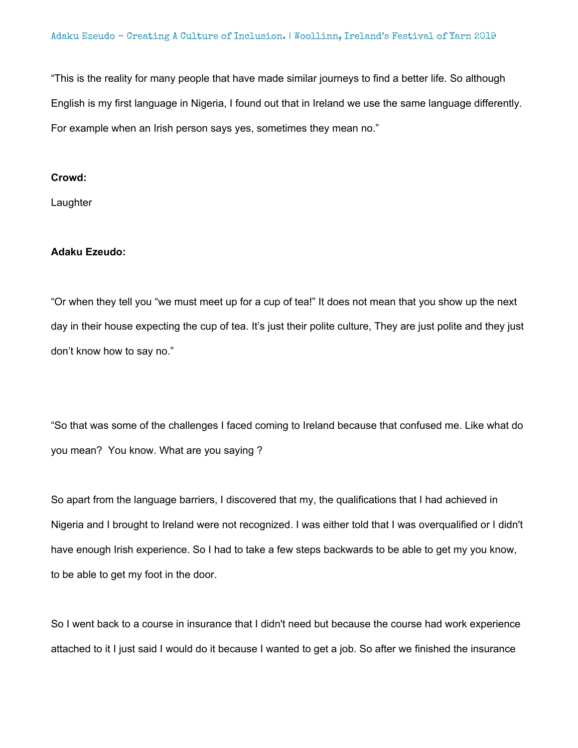“This is the reality for many people that have made similar journeys to find a better life. So although English is my first language in Nigeria, I found out that in Ireland we use the same language differently. For example when an Irish person says yes, sometimes they mean no.”

**Crowd:**

Laughter

**Adaku Ezeudo:**

“Or when they tell you “we must meet up for a cup of tea!” It does not mean that you show up the next day in their house expecting the cup of tea. It’s just their polite culture, They are just polite and they just don’t know how to say no.”

“So that was some of the challenges I faced coming to Ireland because that confused me. Like what do you mean? You know. What are you saying ?

So apart from the language barriers, I discovered that my, the qualifications that I had achieved in Nigeria and I brought to Ireland were not recognized. I was either told that I was overqualified or I didn't have enough Irish experience. So I had to take a few steps backwards to be able to get my you know, to be able to get my foot in the door.

So I went back to a course in insurance that I didn't need but because the course had work experience attached to it I just said I would do it because I wanted to get a job. So after we finished the insurance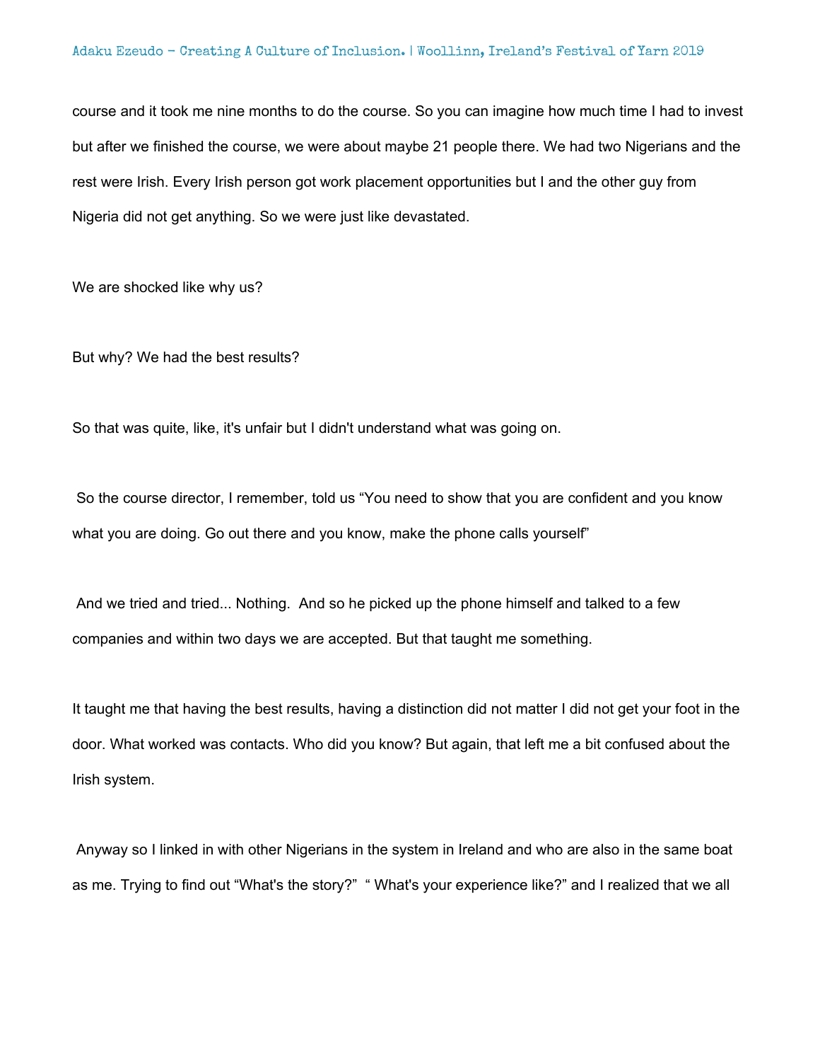course and it took me nine months to do the course. So you can imagine how much time I had to invest but after we finished the course, we were about maybe 21 people there. We had two Nigerians and the rest were Irish. Every Irish person got work placement opportunities but I and the other guy from Nigeria did not get anything. So we were just like devastated.

We are shocked like why us?

But why? We had the best results?

So that was quite, like, it's unfair but I didn't understand what was going on.

So the course director, I remember, told us "You need to show that you are confident and you know what you are doing. Go out there and you know, make the phone calls yourself"

And we tried and tried... Nothing. And so he picked up the phone himself and talked to a few companies and within two days we are accepted. But that taught me something.

It taught me that having the best results, having a distinction did not matter I did not get your foot in the door. What worked was contacts. Who did you know? But again, that left me a bit confused about the Irish system.

Anyway so I linked in with other Nigerians in the system in Ireland and who are also in the same boat as me. Trying to find out "What's the story?" " What's your experience like?" and I realized that we all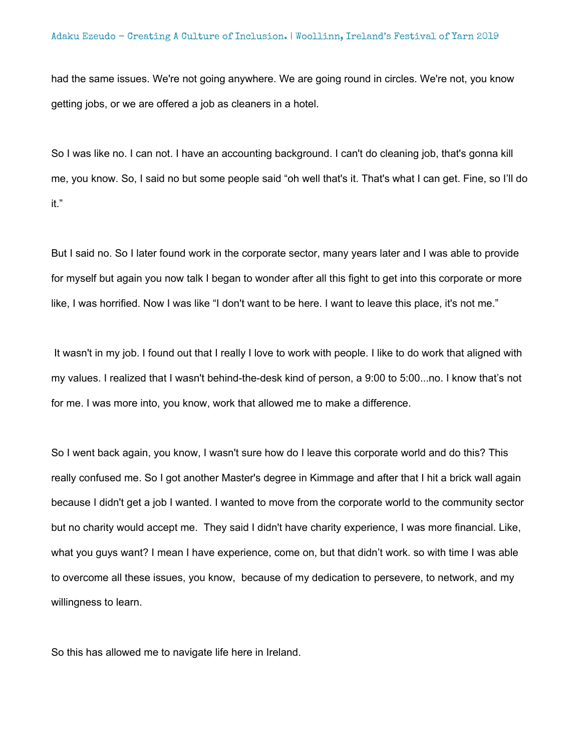had the same issues. We're not going anywhere. We are going round in circles. We're not, you know getting jobs, or we are offered a job as cleaners in a hotel.

So I was like no. I can not. I have an accounting background. I can't do cleaning job, that's gonna kill me, you know. So, I said no but some people said "oh well that's it. That's what I can get. Fine, so I'll do it."

But I said no. So I later found work in the corporate sector, many years later and I was able to provide for myself but again you now talk I began to wonder after all this fight to get into this corporate or more like, I was horrified. Now I was like "I don't want to be here. I want to leave this place, it's not me."

It wasn't in my job. I found out that I really I love to work with people. I like to do work that aligned with my values. I realized that I wasn't behind-the-desk kind of person, a 9:00 to 5:00...no. I know that's not for me. I was more into, you know, work that allowed me to make a difference.

So I went back again, you know, I wasn't sure how do I leave this corporate world and do this? This really confused me. So I got another Master's degree in Kimmage and after that I hit a brick wall again because I didn't get a job I wanted. I wanted to move from the corporate world to the community sector but no charity would accept me. They said I didn't have charity experience, I was more financial. Like, what you guys want? I mean I have experience, come on, but that didn't work. so with time I was able to overcome all these issues, you know, because of my dedication to persevere, to network, and my willingness to learn.

So this has allowed me to navigate life here in Ireland.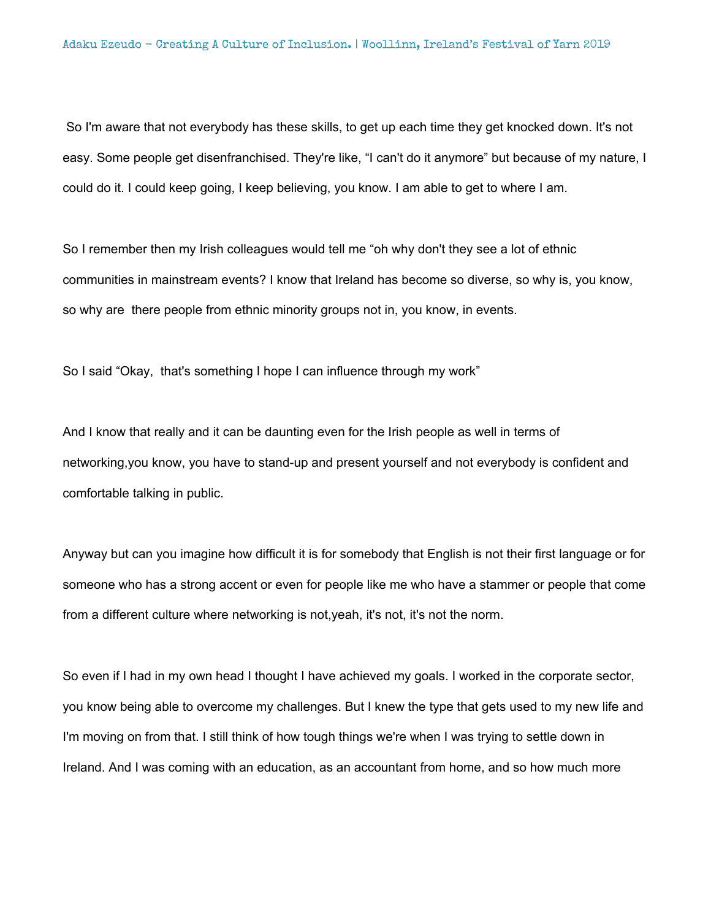So I'm aware that not everybody has these skills, to get up each time they get knocked down. It's not easy. Some people get disenfranchised. They're like, “I can't do it anymore” but because of my nature, I could do it. I could keep going, I keep believing, you know. I am able to get to where I am.

So I remember then my Irish colleagues would tell me “oh why don't they see a lot of ethnic communities in mainstream events? I know that Ireland has become so diverse, so why is, you know, so why are there people from ethnic minority groups not in, you know, in events.

So I said “Okay, that's something I hope I can influence through my work”

And I know that really and it can be daunting even for the Irish people as well in terms of networking,you know, you have to stand-up and present yourself and not everybody is confident and comfortable talking in public.

Anyway but can you imagine how difficult it is for somebody that English is not their first language or for someone who has a strong accent or even for people like me who have a stammer or people that come from a different culture where networking is not,yeah, it's not, it's not the norm.

So even if I had in my own head I thought I have achieved my goals. I worked in the corporate sector, you know being able to overcome my challenges. But I knew the type that gets used to my new life and I'm moving on from that. I still think of how tough things we're when I was trying to settle down in Ireland. And I was coming with an education, as an accountant from home, and so how much more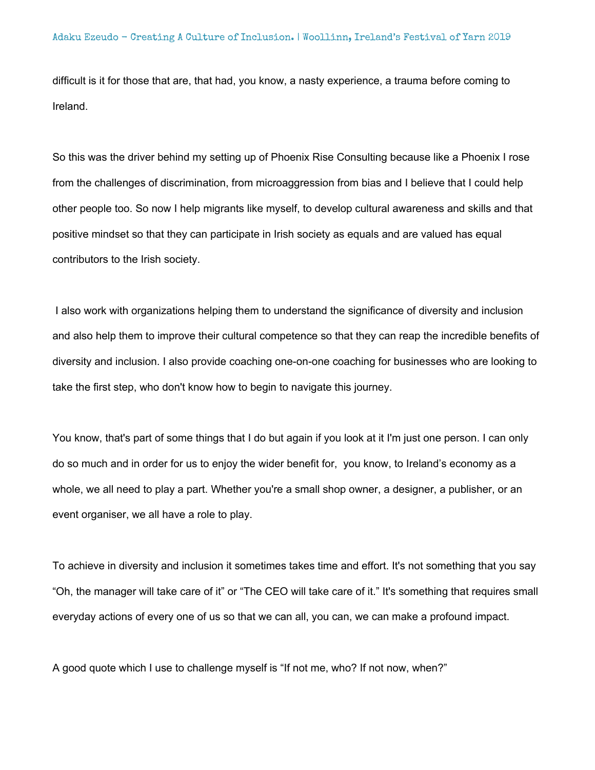difficult is it for those that are, that had, you know, a nasty experience, a trauma before coming to Ireland.

So this was the driver behind my setting up of Phoenix Rise Consulting because like a Phoenix I rose from the challenges of discrimination, from microaggression from bias and I believe that I could help other people too. So now I help migrants like myself, to develop cultural awareness and skills and that positive mindset so that they can participate in Irish society as equals and are valued has equal contributors to the Irish society.

I also work with organizations helping them to understand the significance of diversity and inclusion and also help them to improve their cultural competence so that they can reap the incredible benefits of diversity and inclusion. I also provide coaching one-on-one coaching for businesses who are looking to take the first step, who don't know how to begin to navigate this journey.

You know, that's part of some things that I do but again if you look at it I'm just one person. I can only do so much and in order for us to enjoy the wider benefit for, you know, to Ireland's economy as a whole, we all need to play a part. Whether you're a small shop owner, a designer, a publisher, or an event organiser, we all have a role to play.

To achieve in diversity and inclusion it sometimes takes time and effort. It's not something that you say "Oh, the manager will take care of it" or "The CEO will take care of it." It's something that requires small everyday actions of every one of us so that we can all, you can, we can make a profound impact.

A good quote which I use to challenge myself is "If not me, who? If not now, when?"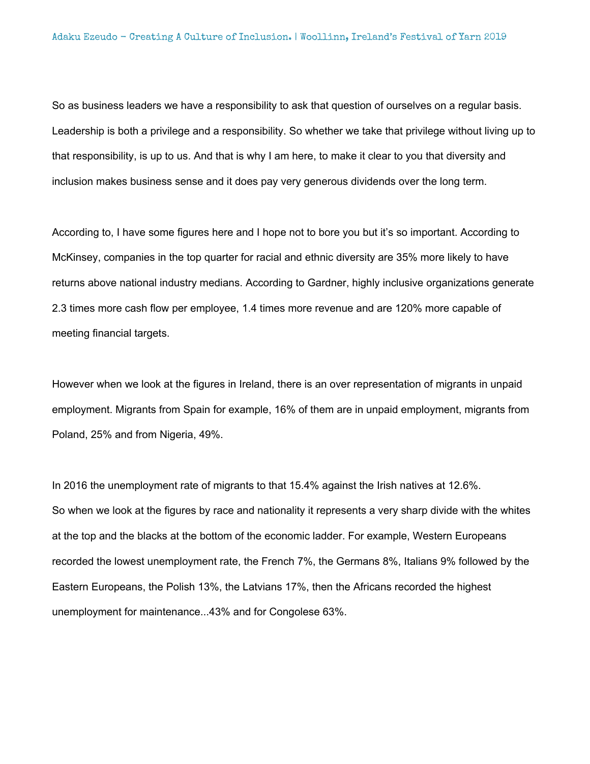So as business leaders we have a responsibility to ask that question of ourselves on a regular basis. Leadership is both a privilege and a responsibility. So whether we take that privilege without living up to that responsibility, is up to us. And that is why I am here, to make it clear to you that diversity and inclusion makes business sense and it does pay very generous dividends over the long term.

According to, I have some figures here and I hope not to bore you but it's so important. According to McKinsey, companies in the top quarter for racial and ethnic diversity are 35% more likely to have returns above national industry medians. According to Gardner, highly inclusive organizations generate 2.3 times more cash flow per employee, 1.4 times more revenue and are 120% more capable of meeting financial targets.

However when we look at the figures in Ireland, there is an over representation of migrants in unpaid employment. Migrants from Spain for example, 16% of them are in unpaid employment, migrants from Poland, 25% and from Nigeria, 49%.

In 2016 the unemployment rate of migrants to that 15.4% against the Irish natives at 12.6%.
So when we look at the figures by race and nationality it represents a very sharp divide with the whites at the top and the blacks at the bottom of the economic ladder. For example, Western Europeans recorded the lowest unemployment rate, the French 7%, the Germans 8%, Italians 9% followed by the Eastern Europeans, the Polish 13%, the Latvians 17%, then the Africans recorded the highest unemployment for maintenance...43% and for Congolese 63%.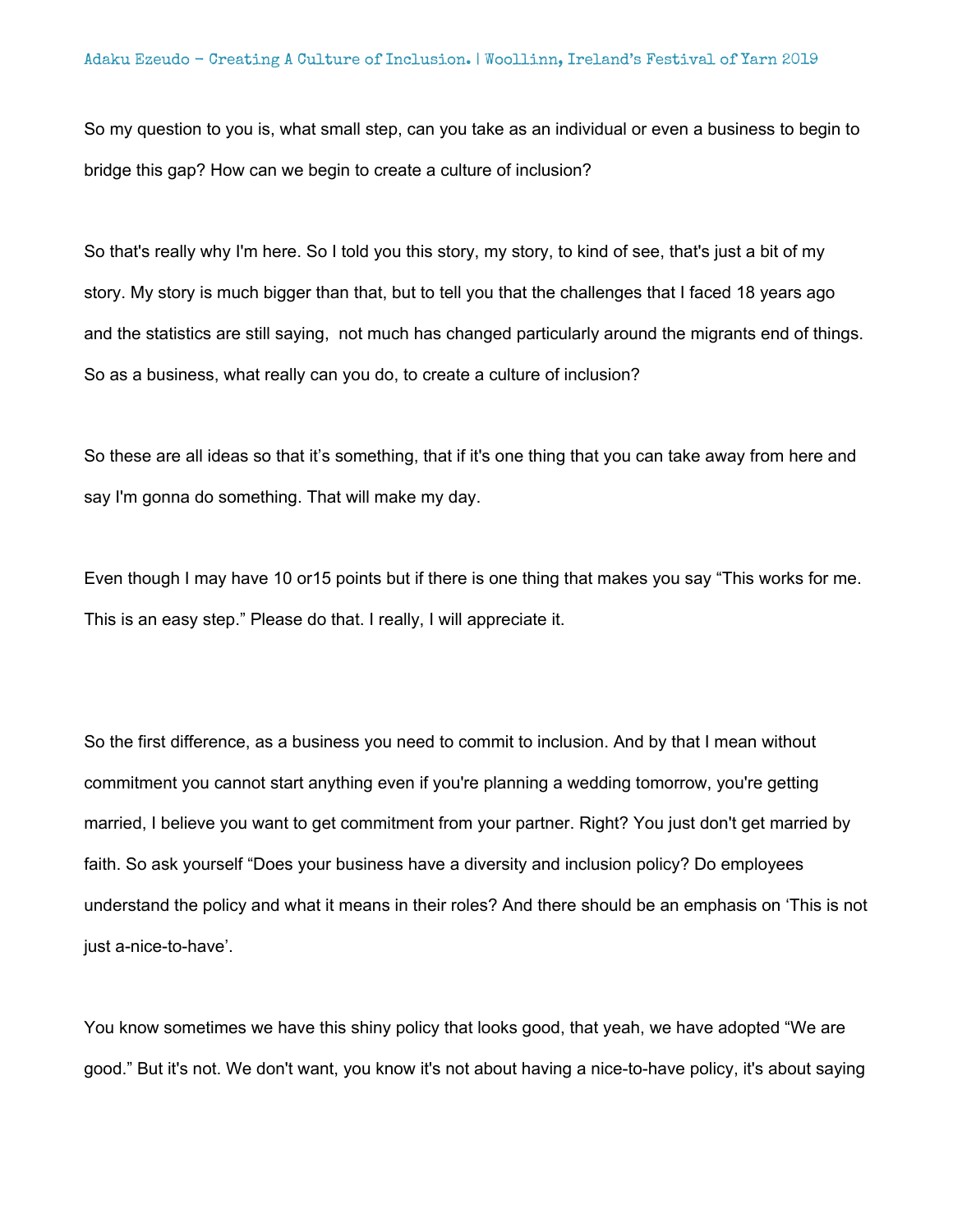So my question to you is, what small step, can you take as an individual or even a business to begin to bridge this gap? How can we begin to create a culture of inclusion?

So that's really why I'm here. So I told you this story, my story, to kind of see, that's just a bit of my story. My story is much bigger than that, but to tell you that the challenges that I faced 18 years ago and the statistics are still saying, not much has changed particularly around the migrants end of things. So as a business, what really can you do, to create a culture of inclusion?

So these are all ideas so that it's something, that if it's one thing that you can take away from here and say I'm gonna do something. That will make my day.

Even though I may have 10 or15 points but if there is one thing that makes you say "This works for me. This is an easy step." Please do that. I really, I will appreciate it.

So the first difference, as a business you need to commit to inclusion. And by that I mean without commitment you cannot start anything even if you're planning a wedding tomorrow, you're getting married, I believe you want to get commitment from your partner. Right? You just don't get married by faith. So ask yourself "Does your business have a diversity and inclusion policy? Do employees understand the policy and what it means in their roles? And there should be an emphasis on 'This is not just a-nice-to-have'.

You know sometimes we have this shiny policy that looks good, that yeah, we have adopted "We are good." But it's not. We don't want, you know it's not about having a nice-to-have policy, it's about saying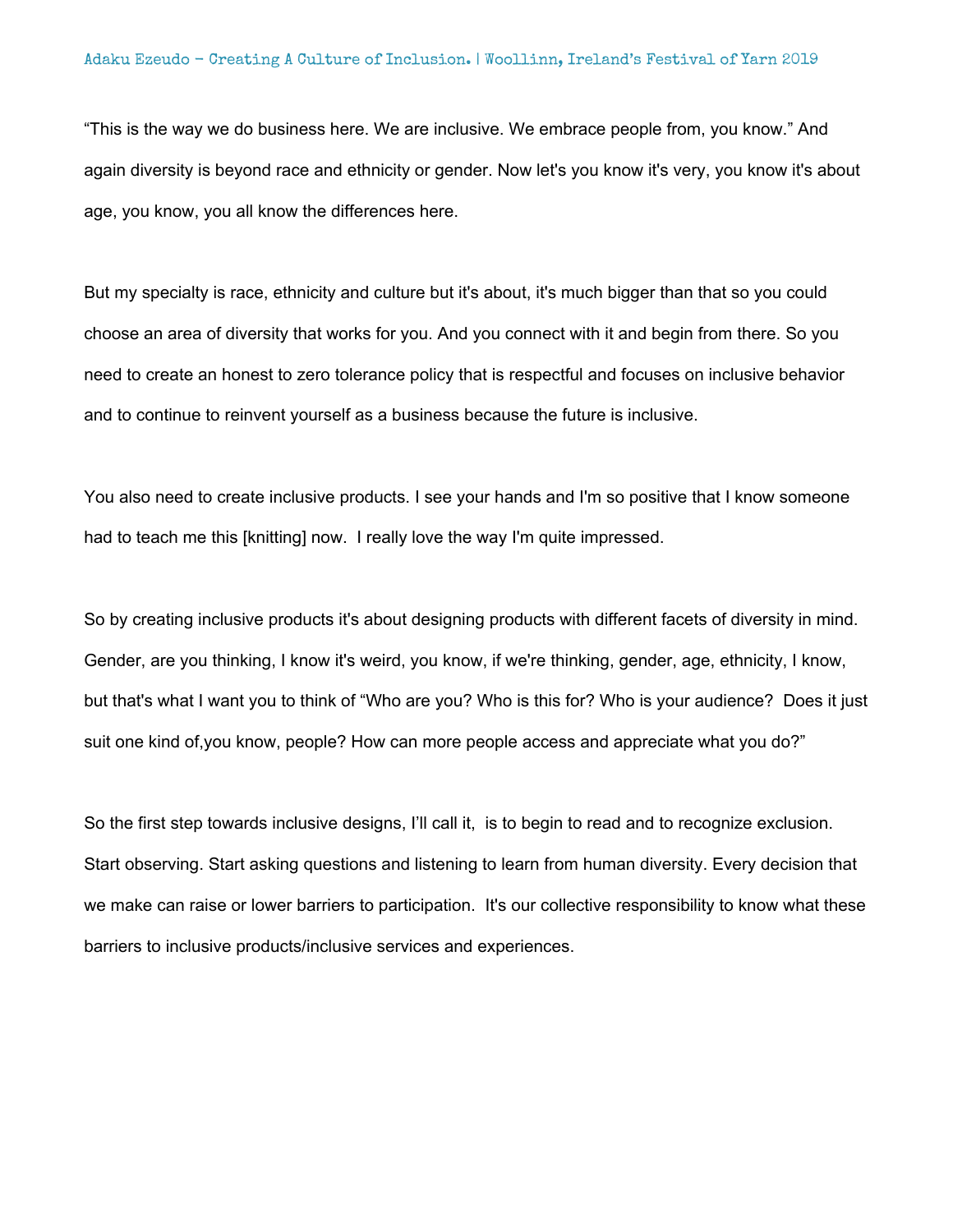“This is the way we do business here. We are inclusive. We embrace people from, you know.” And again diversity is beyond race and ethnicity or gender. Now let's you know it's very, you know it's about age, you know, you all know the differences here.

But my specialty is race, ethnicity and culture but it's about, it's much bigger than that so you could choose an area of diversity that works for you. And you connect with it and begin from there. So you need to create an honest to zero tolerance policy that is respectful and focuses on inclusive behavior and to continue to reinvent yourself as a business because the future is inclusive.

You also need to create inclusive products. I see your hands and I'm so positive that I know someone had to teach me this [knitting] now.  I really love the way I'm quite impressed.

So by creating inclusive products it's about designing products with different facets of diversity in mind. Gender, are you thinking, I know it's weird, you know, if we're thinking, gender, age, ethnicity, I know, but that's what I want you to think of “Who are you? Who is this for? Who is your audience?  Does it just suit one kind of,you know, people? How can more people access and appreciate what you do?”

So the first step towards inclusive designs, I’ll call it,  is to begin to read and to recognize exclusion. Start observing. Start asking questions and listening to learn from human diversity. Every decision that we make can raise or lower barriers to participation.  It's our collective responsibility to know what these barriers to inclusive products/inclusive services and experiences.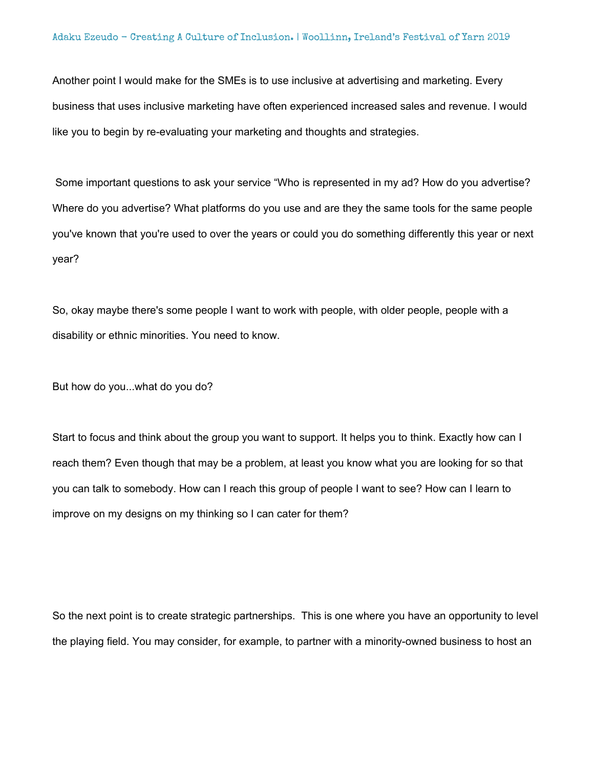Another point I would make for the SMEs is to use inclusive at advertising and marketing. Every business that uses inclusive marketing have often experienced increased sales and revenue. I would like you to begin by re-evaluating your marketing and thoughts and strategies.

Some important questions to ask your service “Who is represented in my ad? How do you advertise? Where do you advertise? What platforms do you use and are they the same tools for the same people you've known that you're used to over the years or could you do something differently this year or next year?

So, okay maybe there's some people I want to work with people, with older people, people with a disability or ethnic minorities. You need to know.

But how do you...what do you do?

Start to focus and think about the group you want to support. It helps you to think. Exactly how can I reach them? Even though that may be a problem, at least you know what you are looking for so that you can talk to somebody. How can I reach this group of people I want to see? How can I learn to improve on my designs on my thinking so I can cater for them?

So the next point is to create strategic partnerships. This is one where you have an opportunity to level the playing field. You may consider, for example, to partner with a minority-owned business to host an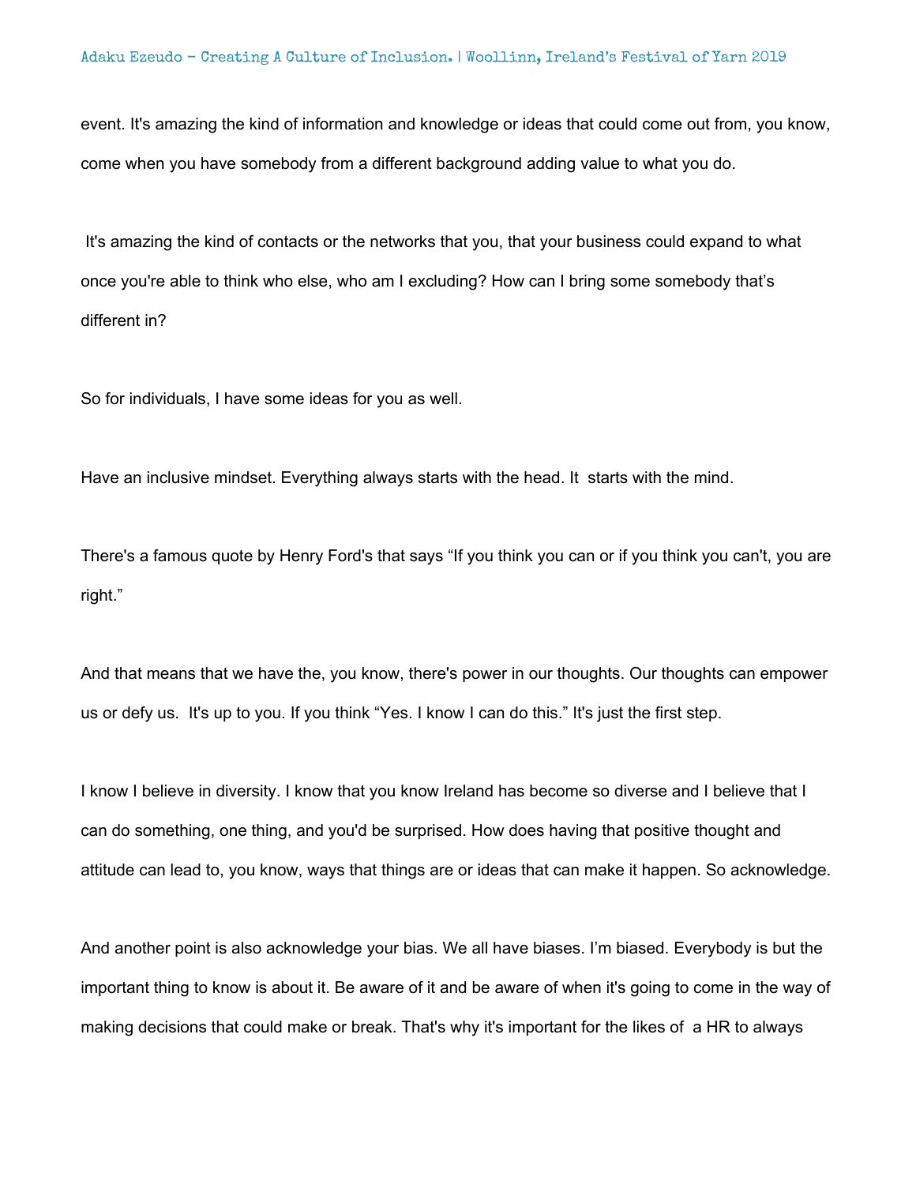event. It's amazing the kind of information and knowledge or ideas that could come out from, you know, come when you have somebody from a different background adding value to what you do.

It's amazing the kind of contacts or the networks that you, that your business could expand to what once you're able to think who else, who am I excluding? How can I bring some somebody that's different in?

So for individuals, I have some ideas for you as well.

Have an inclusive mindset. Everything always starts with the head. It starts with the mind.

There's a famous quote by Henry Ford's that says "If you think you can or if you think you can't, you are right."

And that means that we have the, you know, there's power in our thoughts. Our thoughts can empower us or defy us. It's up to you. If you think "Yes. I know I can do this." It's just the first step.

I know I believe in diversity. I know that you know Ireland has become so diverse and I believe that I can do something, one thing, and you'd be surprised. How does having that positive thought and attitude can lead to, you know, ways that things are or ideas that can make it happen. So acknowledge.

And another point is also acknowledge your bias. We all have biases. I'm biased. Everybody is but the important thing to know is about it. Be aware of it and be aware of when it's going to come in the way of making decisions that could make or break. That's why it's important for the likes of a HR to always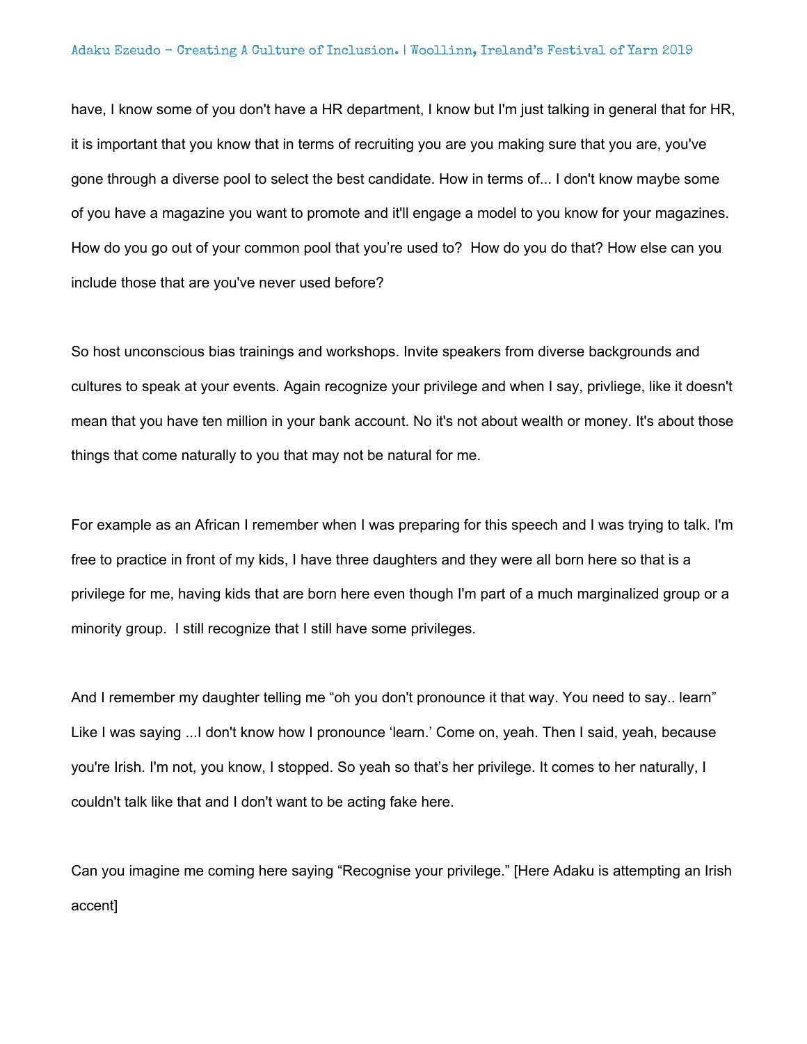have, I know some of you don't have a HR department, I know but I'm just talking in general that for HR, it is important that you know that in terms of recruiting you are you making sure that you are, you've gone through a diverse pool to select the best candidate. How in terms of... I don't know maybe some of you have a magazine you want to promote and it'll engage a model to you know for your magazines. How do you go out of your common pool that you're used to? How do you do that? How else can you include those that are you've never used before?

So host unconscious bias trainings and workshops. Invite speakers from diverse backgrounds and cultures to speak at your events. Again recognize your privilege and when I say, privliege, like it doesn't mean that you have ten million in your bank account. No it's not about wealth or money. It's about those things that come naturally to you that may not be natural for me.

For example as an African I remember when I was preparing for this speech and I was trying to talk. I'm free to practice in front of my kids, I have three daughters and they were all born here so that is a privilege for me, having kids that are born here even though I'm part of a much marginalized group or a minority group. I still recognize that I still have some privileges.

And I remember my daughter telling me "oh you don't pronounce it that way. You need to say.. learn" Like I was saying ...I don't know how I pronounce 'learn.' Come on, yeah. Then I said, yeah, because you're Irish. I'm not, you know, I stopped. So yeah so that's her privilege. It comes to her naturally, I couldn't talk like that and I don't want to be acting fake here.

Can you imagine me coming here saying "Recognise your privilege." [Here Adaku is attempting an Irish accent]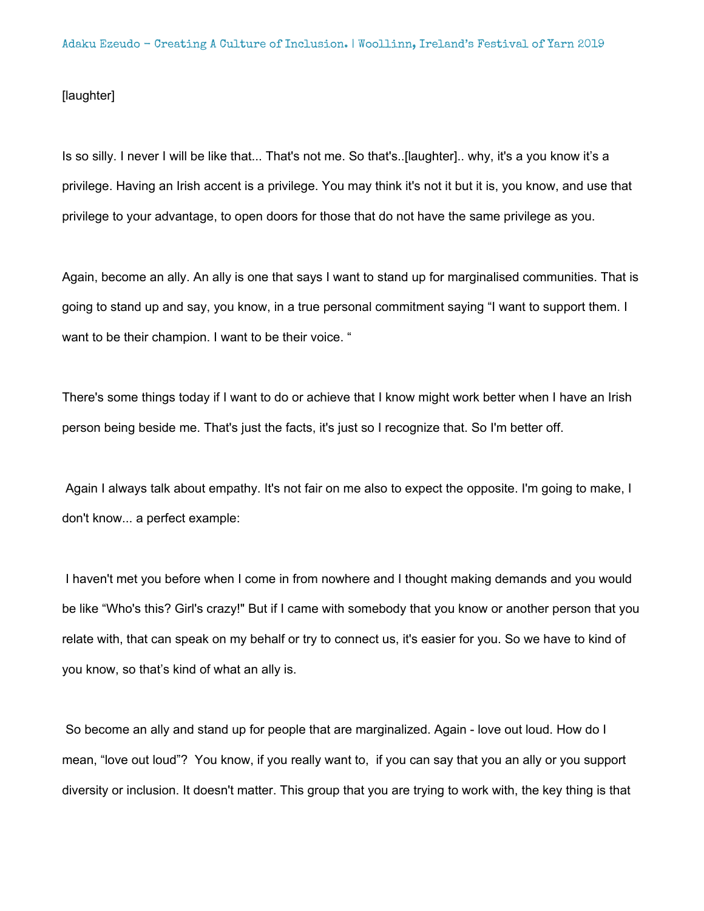[laughter]

Is so silly. I never I will be like that... That's not me. So that's..[laughter].. why, it's a you know it's a privilege. Having an Irish accent is a privilege. You may think it's not it but it is, you know, and use that privilege to your advantage, to open doors for those that do not have the same privilege as you.

Again, become an ally. An ally is one that says I want to stand up for marginalised communities. That is going to stand up and say, you know, in a true personal commitment saying "I want to support them. I want to be their champion. I want to be their voice. "

There's some things today if I want to do or achieve that I know might work better when I have an Irish person being beside me. That's just the facts, it's just so I recognize that. So I'm better off.

Again I always talk about empathy. It's not fair on me also to expect the opposite. I'm going to make, I don't know... a perfect example:

I haven't met you before when I come in from nowhere and I thought making demands and you would be like "Who's this? Girl's crazy!" But if I came with somebody that you know or another person that you relate with, that can speak on my behalf or try to connect us, it's easier for you. So we have to kind of you know, so that's kind of what an ally is.

So become an ally and stand up for people that are marginalized. Again - love out loud. How do I mean, "love out loud"? You know, if you really want to, if you can say that you an ally or you support diversity or inclusion. It doesn't matter. This group that you are trying to work with, the key thing is that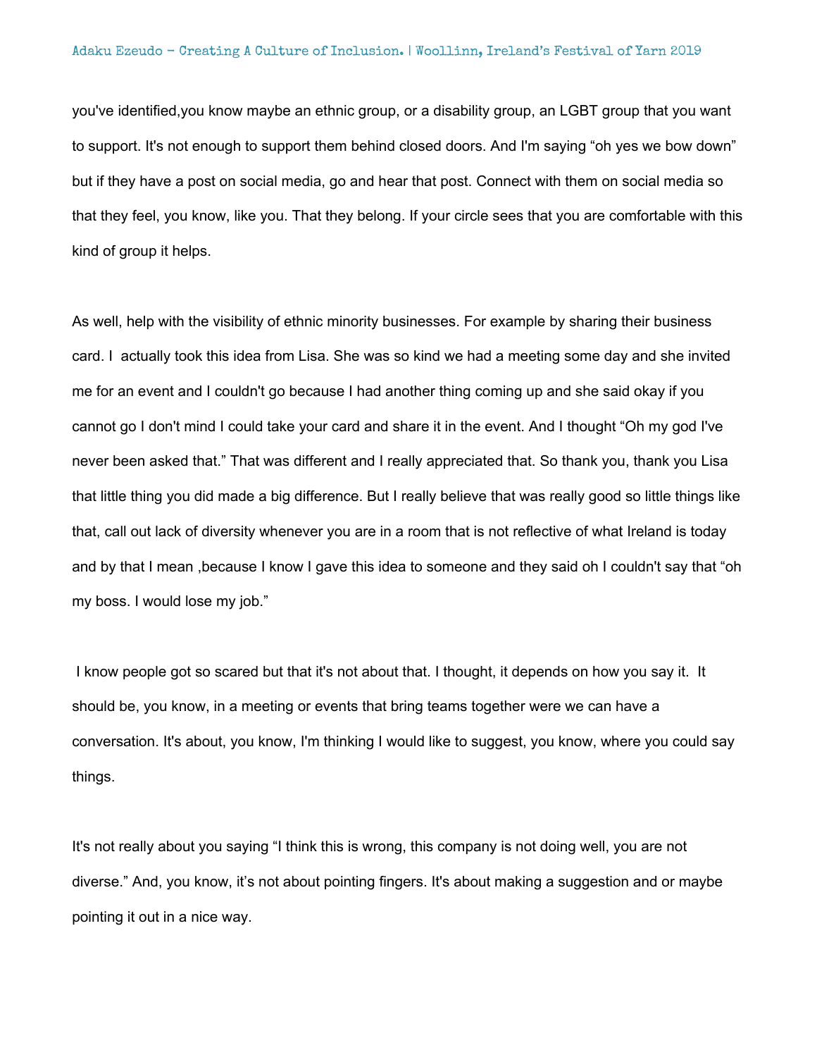you've identified,you know maybe an ethnic group, or a disability group, an LGBT group that you want to support. It's not enough to support them behind closed doors. And I'm saying “oh yes we bow down” but if they have a post on social media, go and hear that post. Connect with them on social media so that they feel, you know, like you. That they belong. If your circle sees that you are comfortable with this kind of group it helps.

As well, help with the visibility of ethnic minority businesses. For example by sharing their business card. I  actually took this idea from Lisa. She was so kind we had a meeting some day and she invited me for an event and I couldn't go because I had another thing coming up and she said okay if you cannot go I don't mind I could take your card and share it in the event. And I thought “Oh my god I've never been asked that.” That was different and I really appreciated that. So thank you, thank you Lisa that little thing you did made a big difference. But I really believe that was really good so little things like that, call out lack of diversity whenever you are in a room that is not reflective of what Ireland is today and by that I mean ,because I know I gave this idea to someone and they said oh I couldn't say that “oh my boss. I would lose my job.”

I know people got so scared but that it's not about that. I thought, it depends on how you say it.  It should be, you know, in a meeting or events that bring teams together were we can have a conversation. It's about, you know, I'm thinking I would like to suggest, you know, where you could say things.

It's not really about you saying “I think this is wrong, this company is not doing well, you are not diverse.” And, you know, it’s not about pointing fingers. It's about making a suggestion and or maybe pointing it out in a nice way.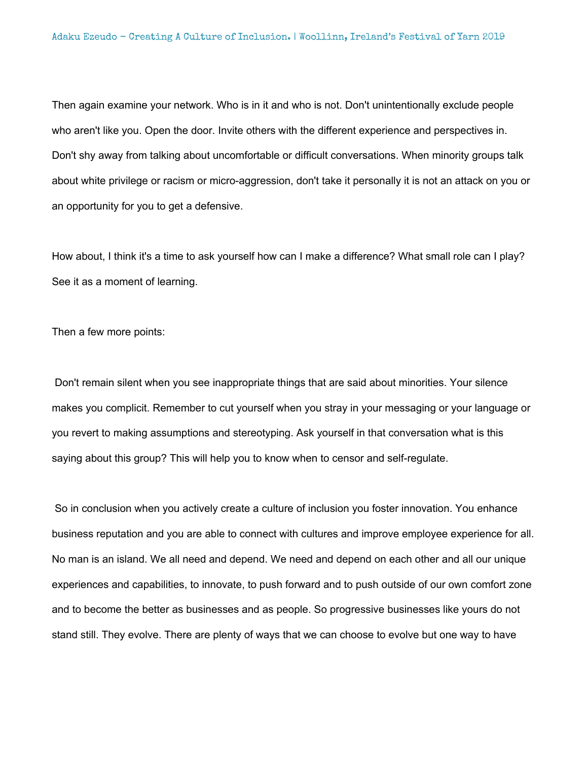Then again examine your network. Who is in it and who is not. Don't unintentionally exclude people who aren't like you. Open the door. Invite others with the different experience and perspectives in. Don't shy away from talking about uncomfortable or difficult conversations. When minority groups talk about white privilege or racism or micro-aggression, don't take it personally it is not an attack on you or an opportunity for you to get a defensive.

How about, I think it's a time to ask yourself how can I make a difference? What small role can I play? See it as a moment of learning.

Then a few more points:

Don't remain silent when you see inappropriate things that are said about minorities. Your silence makes you complicit. Remember to cut yourself when you stray in your messaging or your language or you revert to making assumptions and stereotyping. Ask yourself in that conversation what is this saying about this group? This will help you to know when to censor and self-regulate.

So in conclusion when you actively create a culture of inclusion you foster innovation. You enhance business reputation and you are able to connect with cultures and improve employee experience for all. No man is an island. We all need and depend. We need and depend on each other and all our unique experiences and capabilities, to innovate, to push forward and to push outside of our own comfort zone and to become the better as businesses and as people. So progressive businesses like yours do not stand still. They evolve. There are plenty of ways that we can choose to evolve but one way to have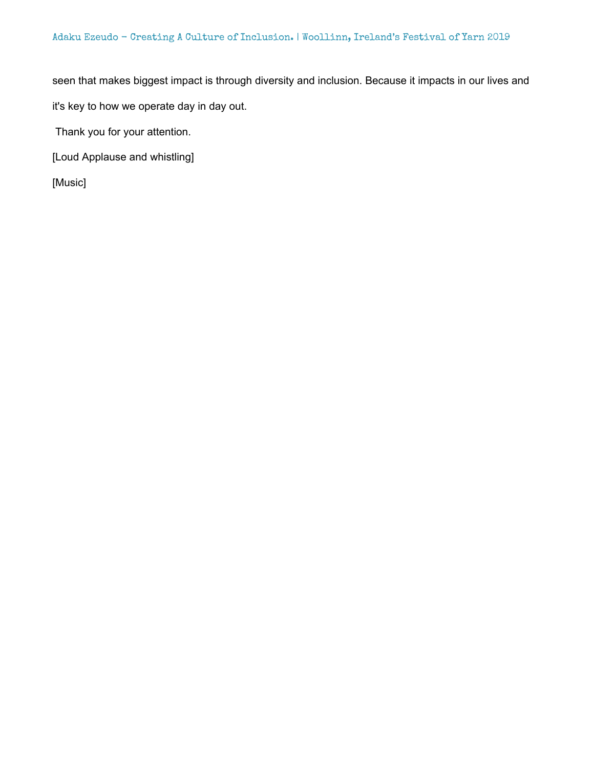seen that makes biggest impact is through diversity and inclusion. Because it impacts in our lives and it's key to how we operate day in day out.

Thank you for your attention.

[Loud Applause and whistling]

[Music]